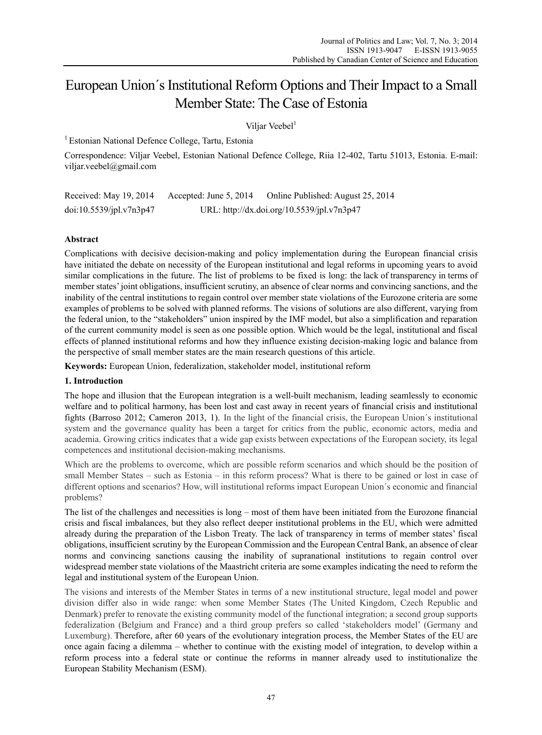# European Union´s Institutional Reform Options and Their Impact to a Small Member State: The Case of Estonia

Viljar Veebel[1]

[1] Estonian National Defence College, Tartu, Estonia

Correspondence: Viljar Veebel, Estonian National Defence College, Riia 12-402, Tartu 51013, Estonia. E-mail: viljar.veebel@gmail.com

Received: May 19, 2014 Accepted: June 5, 2014 Online Published: August 25, 2014

doi:10.5539/jpl.v7n3p47 URL: http://dx.doi.org/10.5539/jpl.v7n3p47

## Abstract

Complications with decisive decision-making and policy implementation during the European financial crisis have initiated the debate on necessity of the European institutional and legal reforms in upcoming years to avoid similar complications in the future. The list of problems to be fixed is long: the lack of transparency in terms of member states' joint obligations, insufficient scrutiny, an absence of clear norms and convincing sanctions, and the inability of the central institutions to regain control over member state violations of the Eurozone criteria are some examples of problems to be solved with planned reforms. The visions of solutions are also different, varying from the federal union, to the "stakeholders" union inspired by the IMF model, but also a simplification and reparation of the current community model is seen as one possible option. Which would be the legal, institutional and fiscal effects of planned institutional reforms and how they influence existing decision-making logic and balance from the perspective of small member states are the main research questions of this article.

**Keywords:** European Union, federalization, stakeholder model, institutional reform

## 1. Introduction

The hope and illusion that the European integration is a well-built mechanism, leading seamlessly to economic welfare and to political harmony, has been lost and cast away in recent years of financial crisis and institutional fights (Barroso 2012; Cameron 2013, 1). In the light of the financial crisis, the European Union´s institutional system and the governance quality has been a target for critics from the public, economic actors, media and academia. Growing critics indicates that a wide gap exists between expectations of the European society, its legal competences and institutional decision-making mechanisms.

Which are the problems to overcome, which are possible reform scenarios and which should be the position of small Member States – such as Estonia – in this reform process? What is there to be gained or lost in case of different options and scenarios? How, will institutional reforms impact European Union´s economic and financial problems?

The list of the challenges and necessities is long – most of them have been initiated from the Eurozone financial crisis and fiscal imbalances, but they also reflect deeper institutional problems in the EU, which were admitted already during the preparation of the Lisbon Treaty. The lack of transparency in terms of member states' fiscal obligations, insufficient scrutiny by the European Commission and the European Central Bank, an absence of clear norms and convincing sanctions causing the inability of supranational institutions to regain control over widespread member state violations of the Maastricht criteria are some examples indicating the need to reform the legal and institutional system of the European Union.

The visions and interests of the Member States in terms of a new institutional structure, legal model and power division differ also in wide range: when some Member States (The United Kingdom, Czech Republic and Denmark) prefer to renovate the existing community model of the functional integration; a second group supports federalization (Belgium and France) and a third group prefers so called 'stakeholders model' (Germany and Luxemburg). Therefore, after 60 years of the evolutionary integration process, the Member States of the EU are once again facing a dilemma – whether to continue with the existing model of integration, to develop within a reform process into a federal state or continue the reforms in manner already used to institutionalize the European Stability Mechanism (ESM).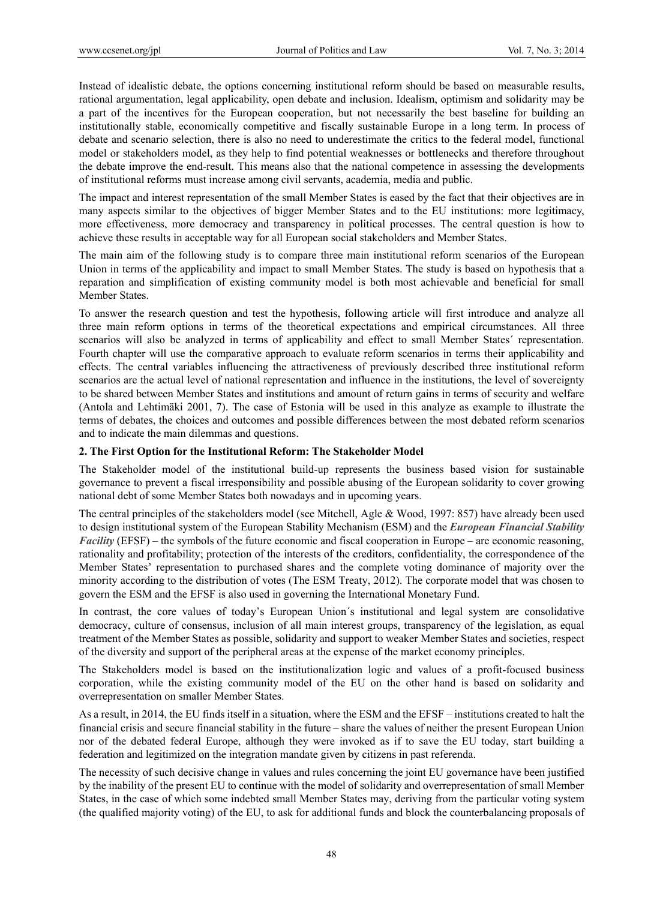Instead of idealistic debate, the options concerning institutional reform should be based on measurable results, rational argumentation, legal applicability, open debate and inclusion. Idealism, optimism and solidarity may be a part of the incentives for the European cooperation, but not necessarily the best baseline for building an institutionally stable, economically competitive and fiscally sustainable Europe in a long term. In process of debate and scenario selection, there is also no need to underestimate the critics to the federal model, functional model or stakeholders model, as they help to find potential weaknesses or bottlenecks and therefore throughout the debate improve the end-result. This means also that the national competence in assessing the developments of institutional reforms must increase among civil servants, academia, media and public.

The impact and interest representation of the small Member States is eased by the fact that their objectives are in many aspects similar to the objectives of bigger Member States and to the EU institutions: more legitimacy, more effectiveness, more democracy and transparency in political processes. The central question is how to achieve these results in acceptable way for all European social stakeholders and Member States.

The main aim of the following study is to compare three main institutional reform scenarios of the European Union in terms of the applicability and impact to small Member States. The study is based on hypothesis that a reparation and simplification of existing community model is both most achievable and beneficial for small Member States.

To answer the research question and test the hypothesis, following article will first introduce and analyze all three main reform options in terms of the theoretical expectations and empirical circumstances. All three scenarios will also be analyzed in terms of applicability and effect to small Member States´ representation. Fourth chapter will use the comparative approach to evaluate reform scenarios in terms their applicability and effects. The central variables influencing the attractiveness of previously described three institutional reform scenarios are the actual level of national representation and influence in the institutions, the level of sovereignty to be shared between Member States and institutions and amount of return gains in terms of security and welfare (Antola and Lehtimäki 2001, 7). The case of Estonia will be used in this analyze as example to illustrate the terms of debates, the choices and outcomes and possible differences between the most debated reform scenarios and to indicate the main dilemmas and questions.

## 2. The First Option for the Institutional Reform: The Stakeholder Model

The Stakeholder model of the institutional build-up represents the business based vision for sustainable governance to prevent a fiscal irresponsibility and possible abusing of the European solidarity to cover growing national debt of some Member States both nowadays and in upcoming years.

The central principles of the stakeholders model (see Mitchell, Agle & Wood, 1997: 857) have already been used to design institutional system of the European Stability Mechanism (ESM) and the ***European Financial Stability Facility*** (EFSF) – the symbols of the future economic and fiscal cooperation in Europe – are economic reasoning, rationality and profitability; protection of the interests of the creditors, confidentiality, the correspondence of the Member States' representation to purchased shares and the complete voting dominance of majority over the minority according to the distribution of votes (The ESM Treaty, 2012). The corporate model that was chosen to govern the ESM and the EFSF is also used in governing the International Monetary Fund.

In contrast, the core values of today's European Union´s institutional and legal system are consolidative democracy, culture of consensus, inclusion of all main interest groups, transparency of the legislation, as equal treatment of the Member States as possible, solidarity and support to weaker Member States and societies, respect of the diversity and support of the peripheral areas at the expense of the market economy principles.

The Stakeholders model is based on the institutionalization logic and values of a profit-focused business corporation, while the existing community model of the EU on the other hand is based on solidarity and overrepresentation on smaller Member States.

As a result, in 2014, the EU finds itself in a situation, where the ESM and the EFSF – institutions created to halt the financial crisis and secure financial stability in the future – share the values of neither the present European Union nor of the debated federal Europe, although they were invoked as if to save the EU today, start building a federation and legitimized on the integration mandate given by citizens in past referenda.

The necessity of such decisive change in values and rules concerning the joint EU governance have been justified by the inability of the present EU to continue with the model of solidarity and overrepresentation of small Member States, in the case of which some indebted small Member States may, deriving from the particular voting system (the qualified majority voting) of the EU, to ask for additional funds and block the counterbalancing proposals of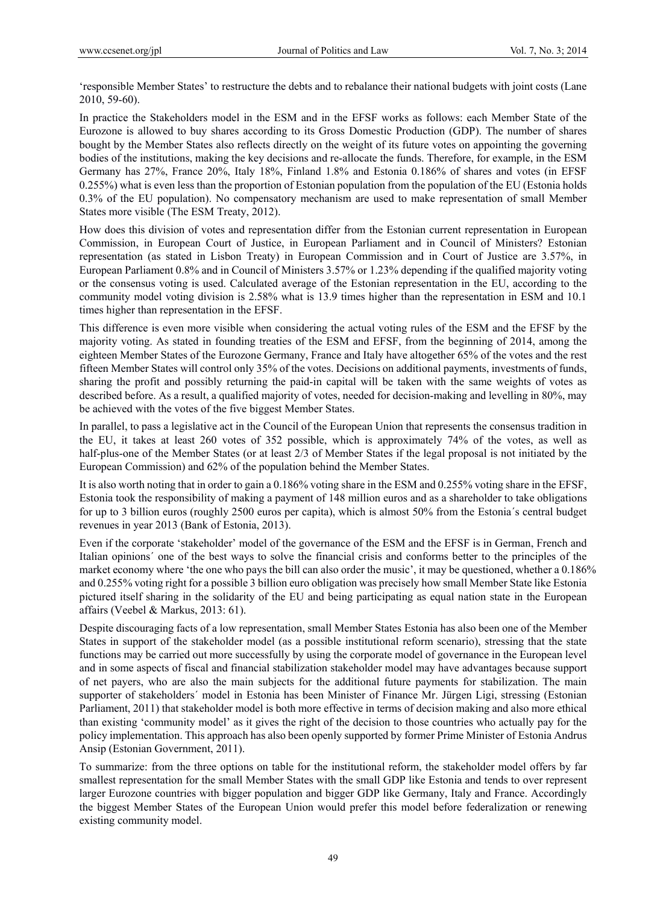'responsible Member States' to restructure the debts and to rebalance their national budgets with joint costs (Lane 2010, 59-60).

In practice the Stakeholders model in the ESM and in the EFSF works as follows: each Member State of the Eurozone is allowed to buy shares according to its Gross Domestic Production (GDP). The number of shares bought by the Member States also reflects directly on the weight of its future votes on appointing the governing bodies of the institutions, making the key decisions and re-allocate the funds. Therefore, for example, in the ESM Germany has 27%, France 20%, Italy 18%, Finland 1.8% and Estonia 0.186% of shares and votes (in EFSF 0.255%) what is even less than the proportion of Estonian population from the population of the EU (Estonia holds 0.3% of the EU population). No compensatory mechanism are used to make representation of small Member States more visible (The ESM Treaty, 2012).

How does this division of votes and representation differ from the Estonian current representation in European Commission, in European Court of Justice, in European Parliament and in Council of Ministers? Estonian representation (as stated in Lisbon Treaty) in European Commission and in Court of Justice are 3.57%, in European Parliament 0.8% and in Council of Ministers 3.57% or 1.23% depending if the qualified majority voting or the consensus voting is used. Calculated average of the Estonian representation in the EU, according to the community model voting division is 2.58% what is 13.9 times higher than the representation in ESM and 10.1 times higher than representation in the EFSF.

This difference is even more visible when considering the actual voting rules of the ESM and the EFSF by the majority voting. As stated in founding treaties of the ESM and EFSF, from the beginning of 2014, among the eighteen Member States of the Eurozone Germany, France and Italy have altogether 65% of the votes and the rest fifteen Member States will control only 35% of the votes. Decisions on additional payments, investments of funds, sharing the profit and possibly returning the paid-in capital will be taken with the same weights of votes as described before. As a result, a qualified majority of votes, needed for decision-making and levelling in 80%, may be achieved with the votes of the five biggest Member States.

In parallel, to pass a legislative act in the Council of the European Union that represents the consensus tradition in the EU, it takes at least 260 votes of 352 possible, which is approximately 74% of the votes, as well as half-plus-one of the Member States (or at least 2/3 of Member States if the legal proposal is not initiated by the European Commission) and 62% of the population behind the Member States.

It is also worth noting that in order to gain a 0.186% voting share in the ESM and 0.255% voting share in the EFSF, Estonia took the responsibility of making a payment of 148 million euros and as a shareholder to take obligations for up to 3 billion euros (roughly 2500 euros per capita), which is almost 50% from the Estonia´s central budget revenues in year 2013 (Bank of Estonia, 2013).

Even if the corporate 'stakeholder' model of the governance of the ESM and the EFSF is in German, French and Italian opinions´ one of the best ways to solve the financial crisis and conforms better to the principles of the market economy where 'the one who pays the bill can also order the music', it may be questioned, whether a 0.186% and 0.255% voting right for a possible 3 billion euro obligation was precisely how small Member State like Estonia pictured itself sharing in the solidarity of the EU and being participating as equal nation state in the European affairs (Veebel & Markus, 2013: 61).

Despite discouraging facts of a low representation, small Member States Estonia has also been one of the Member States in support of the stakeholder model (as a possible institutional reform scenario), stressing that the state functions may be carried out more successfully by using the corporate model of governance in the European level and in some aspects of fiscal and financial stabilization stakeholder model may have advantages because support of net payers, who are also the main subjects for the additional future payments for stabilization. The main supporter of stakeholders´ model in Estonia has been Minister of Finance Mr. Jürgen Ligi, stressing (Estonian Parliament, 2011) that stakeholder model is both more effective in terms of decision making and also more ethical than existing 'community model' as it gives the right of the decision to those countries who actually pay for the policy implementation. This approach has also been openly supported by former Prime Minister of Estonia Andrus Ansip (Estonian Government, 2011).

To summarize: from the three options on table for the institutional reform, the stakeholder model offers by far smallest representation for the small Member States with the small GDP like Estonia and tends to over represent larger Eurozone countries with bigger population and bigger GDP like Germany, Italy and France. Accordingly the biggest Member States of the European Union would prefer this model before federalization or renewing existing community model.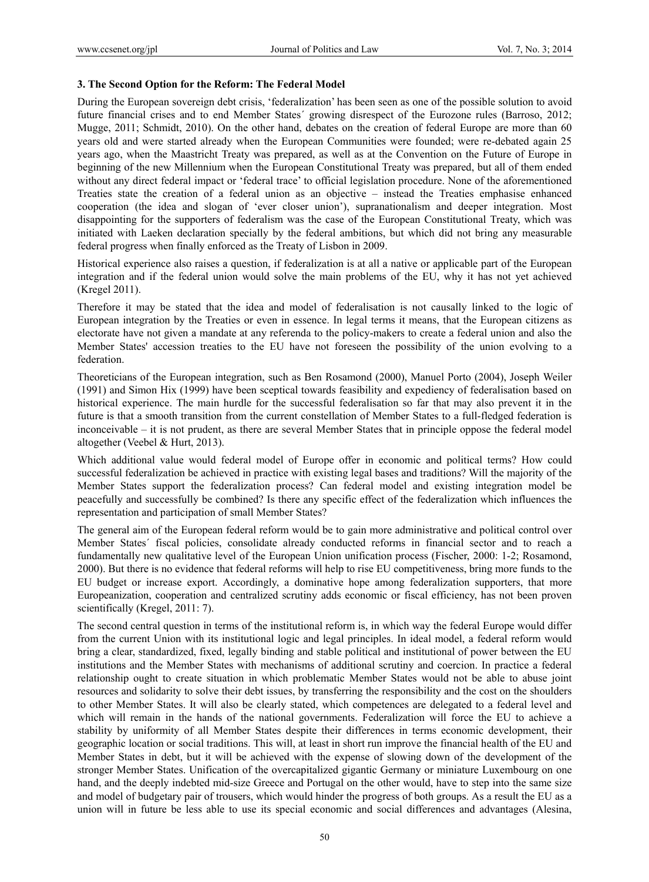### 3. The Second Option for the Reform: The Federal Model

During the European sovereign debt crisis, 'federalization' has been seen as one of the possible solution to avoid future financial crises and to end Member States´ growing disrespect of the Eurozone rules (Barroso, 2012; Mugge, 2011; Schmidt, 2010). On the other hand, debates on the creation of federal Europe are more than 60 years old and were started already when the European Communities were founded; were re-debated again 25 years ago, when the Maastricht Treaty was prepared, as well as at the Convention on the Future of Europe in beginning of the new Millennium when the European Constitutional Treaty was prepared, but all of them ended without any direct federal impact or 'federal trace' to official legislation procedure. None of the aforementioned Treaties state the creation of a federal union as an objective – instead the Treaties emphasise enhanced cooperation (the idea and slogan of 'ever closer union'), supranationalism and deeper integration. Most disappointing for the supporters of federalism was the case of the European Constitutional Treaty, which was initiated with Laeken declaration specially by the federal ambitions, but which did not bring any measurable federal progress when finally enforced as the Treaty of Lisbon in 2009.

Historical experience also raises a question, if federalization is at all a native or applicable part of the European integration and if the federal union would solve the main problems of the EU, why it has not yet achieved (Kregel 2011).

Therefore it may be stated that the idea and model of federalisation is not causally linked to the logic of European integration by the Treaties or even in essence. In legal terms it means, that the European citizens as electorate have not given a mandate at any referenda to the policy-makers to create a federal union and also the Member States' accession treaties to the EU have not foreseen the possibility of the union evolving to a federation.

Theoreticians of the European integration, such as Ben Rosamond (2000), Manuel Porto (2004), Joseph Weiler (1991) and Simon Hix (1999) have been sceptical towards feasibility and expediency of federalisation based on historical experience. The main hurdle for the successful federalisation so far that may also prevent it in the future is that a smooth transition from the current constellation of Member States to a full-fledged federation is inconceivable – it is not prudent, as there are several Member States that in principle oppose the federal model altogether (Veebel & Hurt, 2013).

Which additional value would federal model of Europe offer in economic and political terms? How could successful federalization be achieved in practice with existing legal bases and traditions? Will the majority of the Member States support the federalization process? Can federal model and existing integration model be peacefully and successfully be combined? Is there any specific effect of the federalization which influences the representation and participation of small Member States?

The general aim of the European federal reform would be to gain more administrative and political control over Member States´ fiscal policies, consolidate already conducted reforms in financial sector and to reach a fundamentally new qualitative level of the European Union unification process (Fischer, 2000: 1-2; Rosamond, 2000). But there is no evidence that federal reforms will help to rise EU competitiveness, bring more funds to the EU budget or increase export. Accordingly, a dominative hope among federalization supporters, that more Europeanization, cooperation and centralized scrutiny adds economic or fiscal efficiency, has not been proven scientifically (Kregel, 2011: 7).

The second central question in terms of the institutional reform is, in which way the federal Europe would differ from the current Union with its institutional logic and legal principles. In ideal model, a federal reform would bring a clear, standardized, fixed, legally binding and stable political and institutional of power between the EU institutions and the Member States with mechanisms of additional scrutiny and coercion. In practice a federal relationship ought to create situation in which problematic Member States would not be able to abuse joint resources and solidarity to solve their debt issues, by transferring the responsibility and the cost on the shoulders to other Member States. It will also be clearly stated, which competences are delegated to a federal level and which will remain in the hands of the national governments. Federalization will force the EU to achieve a stability by uniformity of all Member States despite their differences in terms economic development, their geographic location or social traditions. This will, at least in short run improve the financial health of the EU and Member States in debt, but it will be achieved with the expense of slowing down of the development of the stronger Member States. Unification of the overcapitalized gigantic Germany or miniature Luxembourg on one hand, and the deeply indebted mid-size Greece and Portugal on the other would, have to step into the same size and model of budgetary pair of trousers, which would hinder the progress of both groups. As a result the EU as a union will in future be less able to use its special economic and social differences and advantages (Alesina,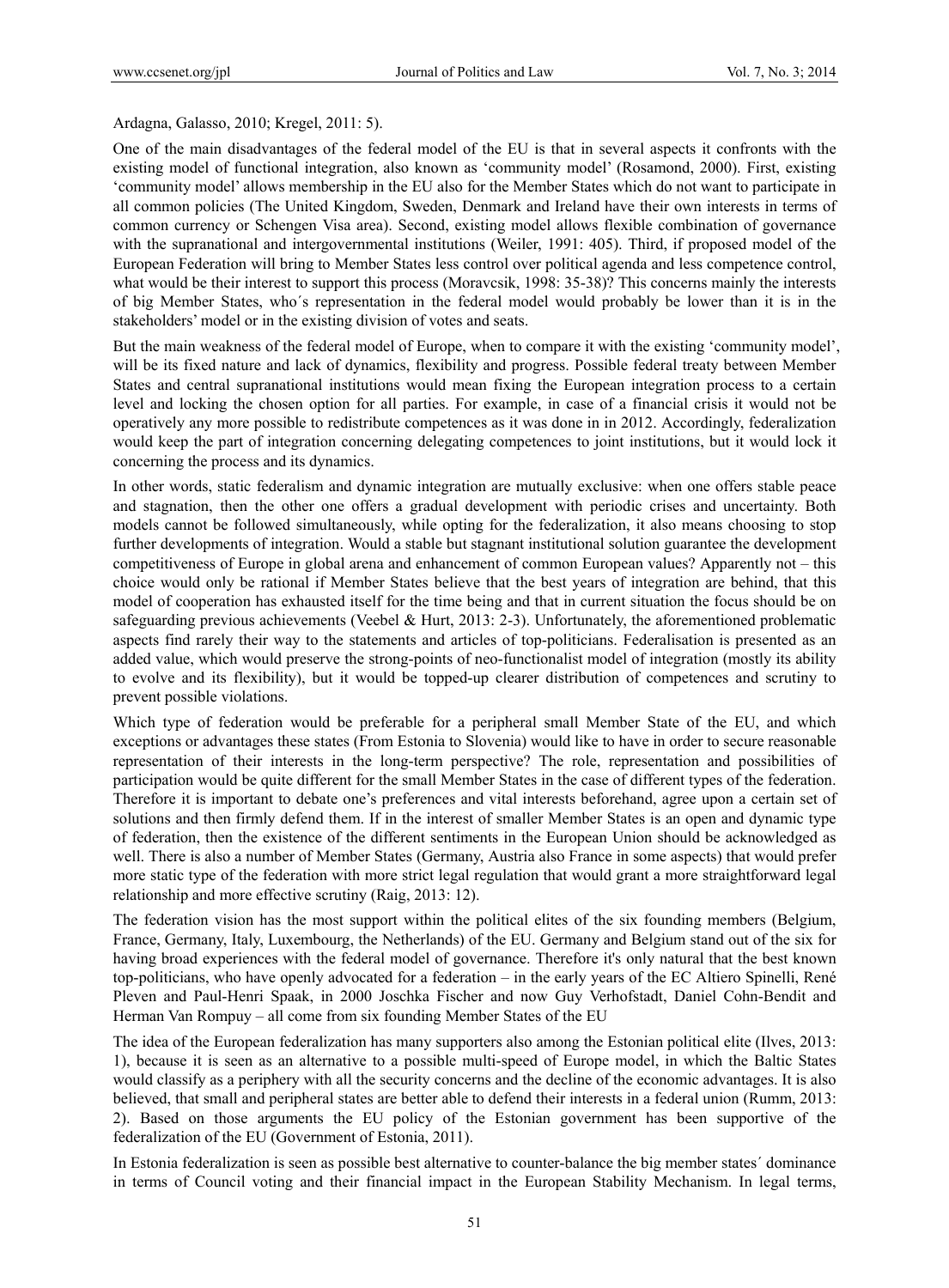Ardagna, Galasso, 2010; Kregel, 2011: 5).

One of the main disadvantages of the federal model of the EU is that in several aspects it confronts with the existing model of functional integration, also known as 'community model' (Rosamond, 2000). First, existing 'community model' allows membership in the EU also for the Member States which do not want to participate in all common policies (The United Kingdom, Sweden, Denmark and Ireland have their own interests in terms of common currency or Schengen Visa area). Second, existing model allows flexible combination of governance with the supranational and intergovernmental institutions (Weiler, 1991: 405). Third, if proposed model of the European Federation will bring to Member States less control over political agenda and less competence control, what would be their interest to support this process (Moravcsik, 1998: 35-38)? This concerns mainly the interests of big Member States, who´s representation in the federal model would probably be lower than it is in the stakeholders' model or in the existing division of votes and seats.

But the main weakness of the federal model of Europe, when to compare it with the existing 'community model', will be its fixed nature and lack of dynamics, flexibility and progress. Possible federal treaty between Member States and central supranational institutions would mean fixing the European integration process to a certain level and locking the chosen option for all parties. For example, in case of a financial crisis it would not be operatively any more possible to redistribute competences as it was done in in 2012. Accordingly, federalization would keep the part of integration concerning delegating competences to joint institutions, but it would lock it concerning the process and its dynamics.

In other words, static federalism and dynamic integration are mutually exclusive: when one offers stable peace and stagnation, then the other one offers a gradual development with periodic crises and uncertainty. Both models cannot be followed simultaneously, while opting for the federalization, it also means choosing to stop further developments of integration. Would a stable but stagnant institutional solution guarantee the development competitiveness of Europe in global arena and enhancement of common European values? Apparently not – this choice would only be rational if Member States believe that the best years of integration are behind, that this model of cooperation has exhausted itself for the time being and that in current situation the focus should be on safeguarding previous achievements (Veebel & Hurt, 2013: 2-3). Unfortunately, the aforementioned problematic aspects find rarely their way to the statements and articles of top-politicians. Federalisation is presented as an added value, which would preserve the strong-points of neo-functionalist model of integration (mostly its ability to evolve and its flexibility), but it would be topped-up clearer distribution of competences and scrutiny to prevent possible violations.

Which type of federation would be preferable for a peripheral small Member State of the EU, and which exceptions or advantages these states (From Estonia to Slovenia) would like to have in order to secure reasonable representation of their interests in the long-term perspective? The role, representation and possibilities of participation would be quite different for the small Member States in the case of different types of the federation. Therefore it is important to debate one's preferences and vital interests beforehand, agree upon a certain set of solutions and then firmly defend them. If in the interest of smaller Member States is an open and dynamic type of federation, then the existence of the different sentiments in the European Union should be acknowledged as well. There is also a number of Member States (Germany, Austria also France in some aspects) that would prefer more static type of the federation with more strict legal regulation that would grant a more straightforward legal relationship and more effective scrutiny (Raig, 2013: 12).

The federation vision has the most support within the political elites of the six founding members (Belgium, France, Germany, Italy, Luxembourg, the Netherlands) of the EU. Germany and Belgium stand out of the six for having broad experiences with the federal model of governance. Therefore it's only natural that the best known top-politicians, who have openly advocated for a federation – in the early years of the EC Altiero Spinelli, René Pleven and Paul-Henri Spaak, in 2000 Joschka Fischer and now Guy Verhofstadt, Daniel Cohn-Bendit and Herman Van Rompuy – all come from six founding Member States of the EU

The idea of the European federalization has many supporters also among the Estonian political elite (Ilves, 2013: 1), because it is seen as an alternative to a possible multi-speed of Europe model, in which the Baltic States would classify as a periphery with all the security concerns and the decline of the economic advantages. It is also believed, that small and peripheral states are better able to defend their interests in a federal union (Rumm, 2013: 2). Based on those arguments the EU policy of the Estonian government has been supportive of the federalization of the EU (Government of Estonia, 2011).

In Estonia federalization is seen as possible best alternative to counter-balance the big member states´ dominance in terms of Council voting and their financial impact in the European Stability Mechanism. In legal terms,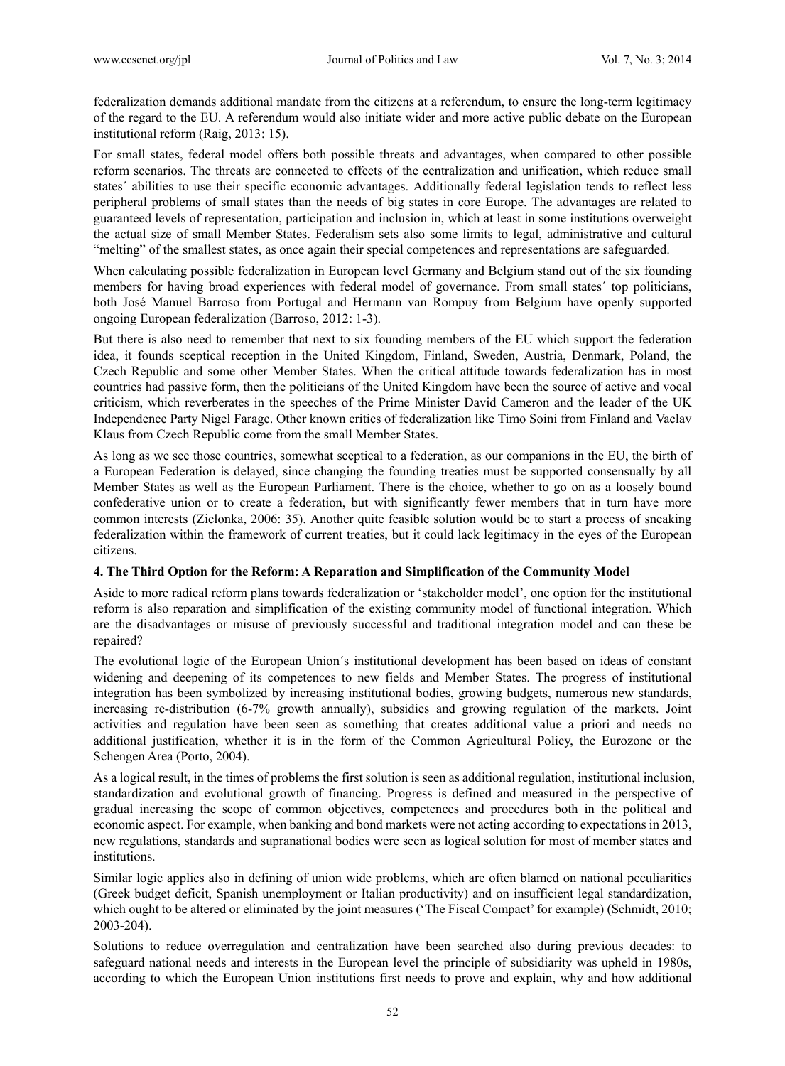federalization demands additional mandate from the citizens at a referendum, to ensure the long-term legitimacy of the regard to the EU. A referendum would also initiate wider and more active public debate on the European institutional reform (Raig, 2013: 15).

For small states, federal model offers both possible threats and advantages, when compared to other possible reform scenarios. The threats are connected to effects of the centralization and unification, which reduce small states´ abilities to use their specific economic advantages. Additionally federal legislation tends to reflect less peripheral problems of small states than the needs of big states in core Europe. The advantages are related to guaranteed levels of representation, participation and inclusion in, which at least in some institutions overweight the actual size of small Member States. Federalism sets also some limits to legal, administrative and cultural "melting" of the smallest states, as once again their special competences and representations are safeguarded.

When calculating possible federalization in European level Germany and Belgium stand out of the six founding members for having broad experiences with federal model of governance. From small states´ top politicians, both José Manuel Barroso from Portugal and Hermann van Rompuy from Belgium have openly supported ongoing European federalization (Barroso, 2012: 1-3).

But there is also need to remember that next to six founding members of the EU which support the federation idea, it founds sceptical reception in the United Kingdom, Finland, Sweden, Austria, Denmark, Poland, the Czech Republic and some other Member States. When the critical attitude towards federalization has in most countries had passive form, then the politicians of the United Kingdom have been the source of active and vocal criticism, which reverberates in the speeches of the Prime Minister David Cameron and the leader of the UK Independence Party Nigel Farage. Other known critics of federalization like Timo Soini from Finland and Vaclav Klaus from Czech Republic come from the small Member States.

As long as we see those countries, somewhat sceptical to a federation, as our companions in the EU, the birth of a European Federation is delayed, since changing the founding treaties must be supported consensually by all Member States as well as the European Parliament. There is the choice, whether to go on as a loosely bound confederative union or to create a federation, but with significantly fewer members that in turn have more common interests (Zielonka, 2006: 35). Another quite feasible solution would be to start a process of sneaking federalization within the framework of current treaties, but it could lack legitimacy in the eyes of the European citizens.

## 4. The Third Option for the Reform: A Reparation and Simplification of the Community Model

Aside to more radical reform plans towards federalization or 'stakeholder model', one option for the institutional reform is also reparation and simplification of the existing community model of functional integration. Which are the disadvantages or misuse of previously successful and traditional integration model and can these be repaired?

The evolutional logic of the European Union´s institutional development has been based on ideas of constant widening and deepening of its competences to new fields and Member States. The progress of institutional integration has been symbolized by increasing institutional bodies, growing budgets, numerous new standards, increasing re-distribution (6-7% growth annually), subsidies and growing regulation of the markets. Joint activities and regulation have been seen as something that creates additional value a priori and needs no additional justification, whether it is in the form of the Common Agricultural Policy, the Eurozone or the Schengen Area (Porto, 2004).

As a logical result, in the times of problems the first solution is seen as additional regulation, institutional inclusion, standardization and evolutional growth of financing. Progress is defined and measured in the perspective of gradual increasing the scope of common objectives, competences and procedures both in the political and economic aspect. For example, when banking and bond markets were not acting according to expectations in 2013, new regulations, standards and supranational bodies were seen as logical solution for most of member states and institutions.

Similar logic applies also in defining of union wide problems, which are often blamed on national peculiarities (Greek budget deficit, Spanish unemployment or Italian productivity) and on insufficient legal standardization, which ought to be altered or eliminated by the joint measures ('The Fiscal Compact' for example) (Schmidt, 2010; 2003-204).

Solutions to reduce overregulation and centralization have been searched also during previous decades: to safeguard national needs and interests in the European level the principle of subsidiarity was upheld in 1980s, according to which the European Union institutions first needs to prove and explain, why and how additional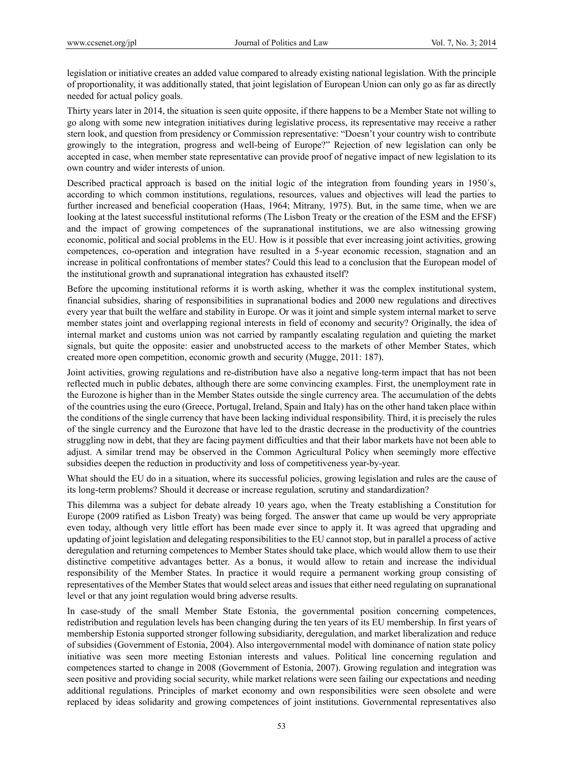legislation or initiative creates an added value compared to already existing national legislation. With the principle of proportionality, it was additionally stated, that joint legislation of European Union can only go as far as directly needed for actual policy goals.

Thirty years later in 2014, the situation is seen quite opposite, if there happens to be a Member State not willing to go along with some new integration initiatives during legislative process, its representative may receive a rather stern look, and question from presidency or Commission representative: "Doesn't your country wish to contribute growingly to the integration, progress and well-being of Europe?" Rejection of new legislation can only be accepted in case, when member state representative can provide proof of negative impact of new legislation to its own country and wider interests of union.

Described practical approach is based on the initial logic of the integration from founding years in 1950´s, according to which common institutions, regulations, resources, values and objectives will lead the parties to further increased and beneficial cooperation (Haas, 1964; Mitrany, 1975). But, in the same time, when we are looking at the latest successful institutional reforms (The Lisbon Treaty or the creation of the ESM and the EFSF) and the impact of growing competences of the supranational institutions, we are also witnessing growing economic, political and social problems in the EU. How is it possible that ever increasing joint activities, growing competences, co-operation and integration have resulted in a 5-year economic recession, stagnation and an increase in political confrontations of member states? Could this lead to a conclusion that the European model of the institutional growth and supranational integration has exhausted itself?

Before the upcoming institutional reforms it is worth asking, whether it was the complex institutional system, financial subsidies, sharing of responsibilities in supranational bodies and 2000 new regulations and directives every year that built the welfare and stability in Europe. Or was it joint and simple system internal market to serve member states joint and overlapping regional interests in field of economy and security? Originally, the idea of internal market and customs union was not carried by rampantly escalating regulation and quieting the market signals, but quite the opposite: easier and unobstructed access to the markets of other Member States, which created more open competition, economic growth and security (Mugge, 2011: 187).

Joint activities, growing regulations and re-distribution have also a negative long-term impact that has not been reflected much in public debates, although there are some convincing examples. First, the unemployment rate in the Eurozone is higher than in the Member States outside the single currency area. The accumulation of the debts of the countries using the euro (Greece, Portugal, Ireland, Spain and Italy) has on the other hand taken place within the conditions of the single currency that have been lacking individual responsibility. Third, it is precisely the rules of the single currency and the Eurozone that have led to the drastic decrease in the productivity of the countries struggling now in debt, that they are facing payment difficulties and that their labor markets have not been able to adjust. A similar trend may be observed in the Common Agricultural Policy when seemingly more effective subsidies deepen the reduction in productivity and loss of competitiveness year-by-year.

What should the EU do in a situation, where its successful policies, growing legislation and rules are the cause of its long-term problems? Should it decrease or increase regulation, scrutiny and standardization?

This dilemma was a subject for debate already 10 years ago, when the Treaty establishing a Constitution for Europe (2009 ratified as Lisbon Treaty) was being forged. The answer that came up would be very appropriate even today, although very little effort has been made ever since to apply it. It was agreed that upgrading and updating of joint legislation and delegating responsibilities to the EU cannot stop, but in parallel a process of active deregulation and returning competences to Member States should take place, which would allow them to use their distinctive competitive advantages better. As a bonus, it would allow to retain and increase the individual responsibility of the Member States. In practice it would require a permanent working group consisting of representatives of the Member States that would select areas and issues that either need regulating on supranational level or that any joint regulation would bring adverse results.

In case-study of the small Member State Estonia, the governmental position concerning competences, redistribution and regulation levels has been changing during the ten years of its EU membership. In first years of membership Estonia supported stronger following subsidiarity, deregulation, and market liberalization and reduce of subsidies (Government of Estonia, 2004). Also intergovernmental model with dominance of nation state policy initiative was seen more meeting Estonian interests and values. Political line concerning regulation and competences started to change in 2008 (Government of Estonia, 2007). Growing regulation and integration was seen positive and providing social security, while market relations were seen failing our expectations and needing additional regulations. Principles of market economy and own responsibilities were seen obsolete and were replaced by ideas solidarity and growing competences of joint institutions. Governmental representatives also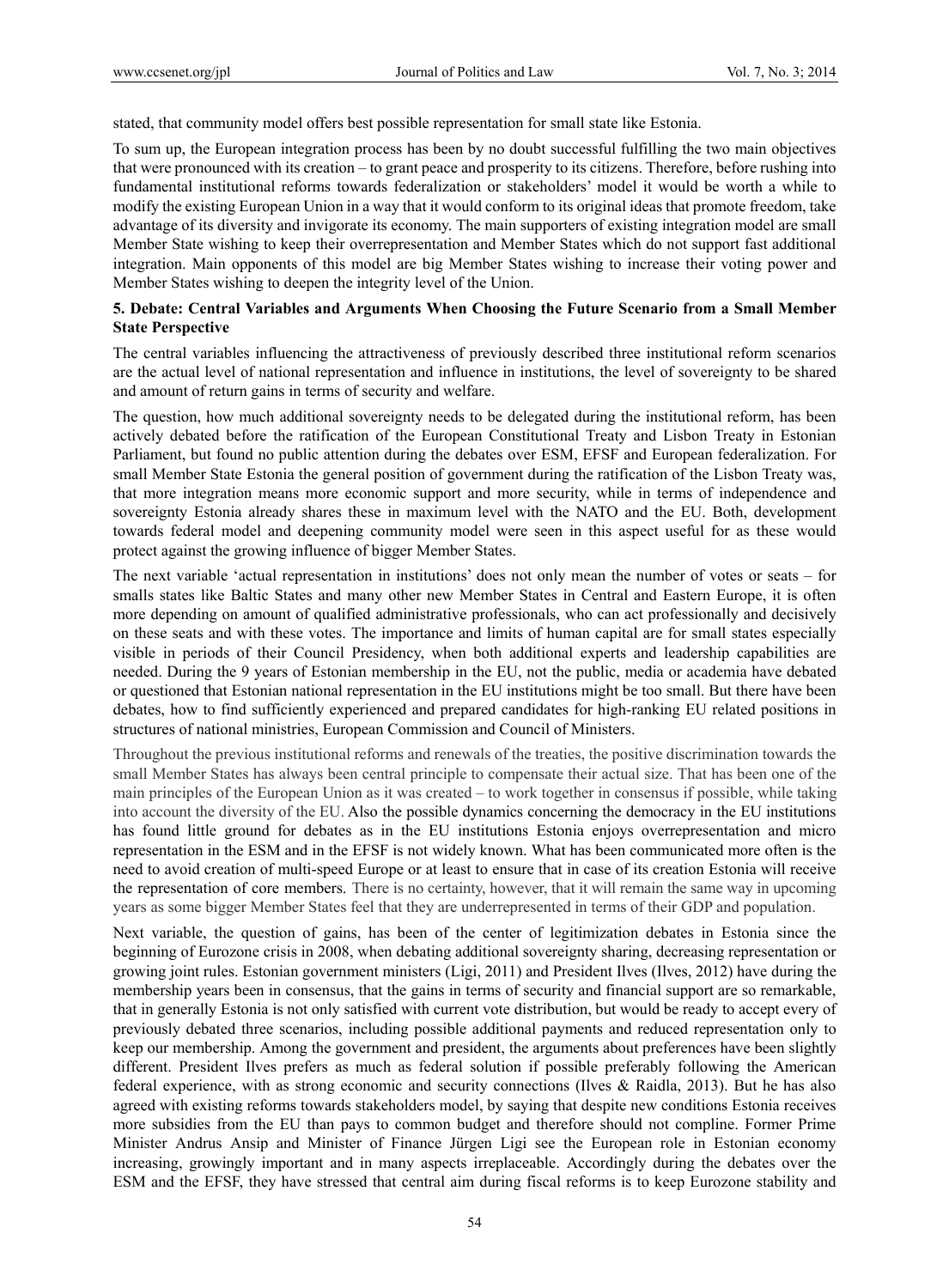stated, that community model offers best possible representation for small state like Estonia.

To sum up, the European integration process has been by no doubt successful fulfilling the two main objectives that were pronounced with its creation – to grant peace and prosperity to its citizens. Therefore, before rushing into fundamental institutional reforms towards federalization or stakeholders' model it would be worth a while to modify the existing European Union in a way that it would conform to its original ideas that promote freedom, take advantage of its diversity and invigorate its economy. The main supporters of existing integration model are small Member State wishing to keep their overrepresentation and Member States which do not support fast additional integration. Main opponents of this model are big Member States wishing to increase their voting power and Member States wishing to deepen the integrity level of the Union.

## 5. Debate: Central Variables and Arguments When Choosing the Future Scenario from a Small Member State Perspective

The central variables influencing the attractiveness of previously described three institutional reform scenarios are the actual level of national representation and influence in institutions, the level of sovereignty to be shared and amount of return gains in terms of security and welfare.

The question, how much additional sovereignty needs to be delegated during the institutional reform, has been actively debated before the ratification of the European Constitutional Treaty and Lisbon Treaty in Estonian Parliament, but found no public attention during the debates over ESM, EFSF and European federalization. For small Member State Estonia the general position of government during the ratification of the Lisbon Treaty was, that more integration means more economic support and more security, while in terms of independence and sovereignty Estonia already shares these in maximum level with the NATO and the EU. Both, development towards federal model and deepening community model were seen in this aspect useful for as these would protect against the growing influence of bigger Member States.

The next variable 'actual representation in institutions' does not only mean the number of votes or seats – for smalls states like Baltic States and many other new Member States in Central and Eastern Europe, it is often more depending on amount of qualified administrative professionals, who can act professionally and decisively on these seats and with these votes. The importance and limits of human capital are for small states especially visible in periods of their Council Presidency, when both additional experts and leadership capabilities are needed. During the 9 years of Estonian membership in the EU, not the public, media or academia have debated or questioned that Estonian national representation in the EU institutions might be too small. But there have been debates, how to find sufficiently experienced and prepared candidates for high-ranking EU related positions in structures of national ministries, European Commission and Council of Ministers.

Throughout the previous institutional reforms and renewals of the treaties, the positive discrimination towards the small Member States has always been central principle to compensate their actual size. That has been one of the main principles of the European Union as it was created – to work together in consensus if possible, while taking into account the diversity of the EU. Also the possible dynamics concerning the democracy in the EU institutions has found little ground for debates as in the EU institutions Estonia enjoys overrepresentation and micro representation in the ESM and in the EFSF is not widely known. What has been communicated more often is the need to avoid creation of multi-speed Europe or at least to ensure that in case of its creation Estonia will receive the representation of core members. There is no certainty, however, that it will remain the same way in upcoming years as some bigger Member States feel that they are underrepresented in terms of their GDP and population.

Next variable, the question of gains, has been of the center of legitimization debates in Estonia since the beginning of Eurozone crisis in 2008, when debating additional sovereignty sharing, decreasing representation or growing joint rules. Estonian government ministers (Ligi, 2011) and President Ilves (Ilves, 2012) have during the membership years been in consensus, that the gains in terms of security and financial support are so remarkable, that in generally Estonia is not only satisfied with current vote distribution, but would be ready to accept every of previously debated three scenarios, including possible additional payments and reduced representation only to keep our membership. Among the government and president, the arguments about preferences have been slightly different. President Ilves prefers as much as federal solution if possible preferably following the American federal experience, with as strong economic and security connections (Ilves & Raidla, 2013). But he has also agreed with existing reforms towards stakeholders model, by saying that despite new conditions Estonia receives more subsidies from the EU than pays to common budget and therefore should not compline. Former Prime Minister Andrus Ansip and Minister of Finance Jürgen Ligi see the European role in Estonian economy increasing, growingly important and in many aspects irreplaceable. Accordingly during the debates over the ESM and the EFSF, they have stressed that central aim during fiscal reforms is to keep Eurozone stability and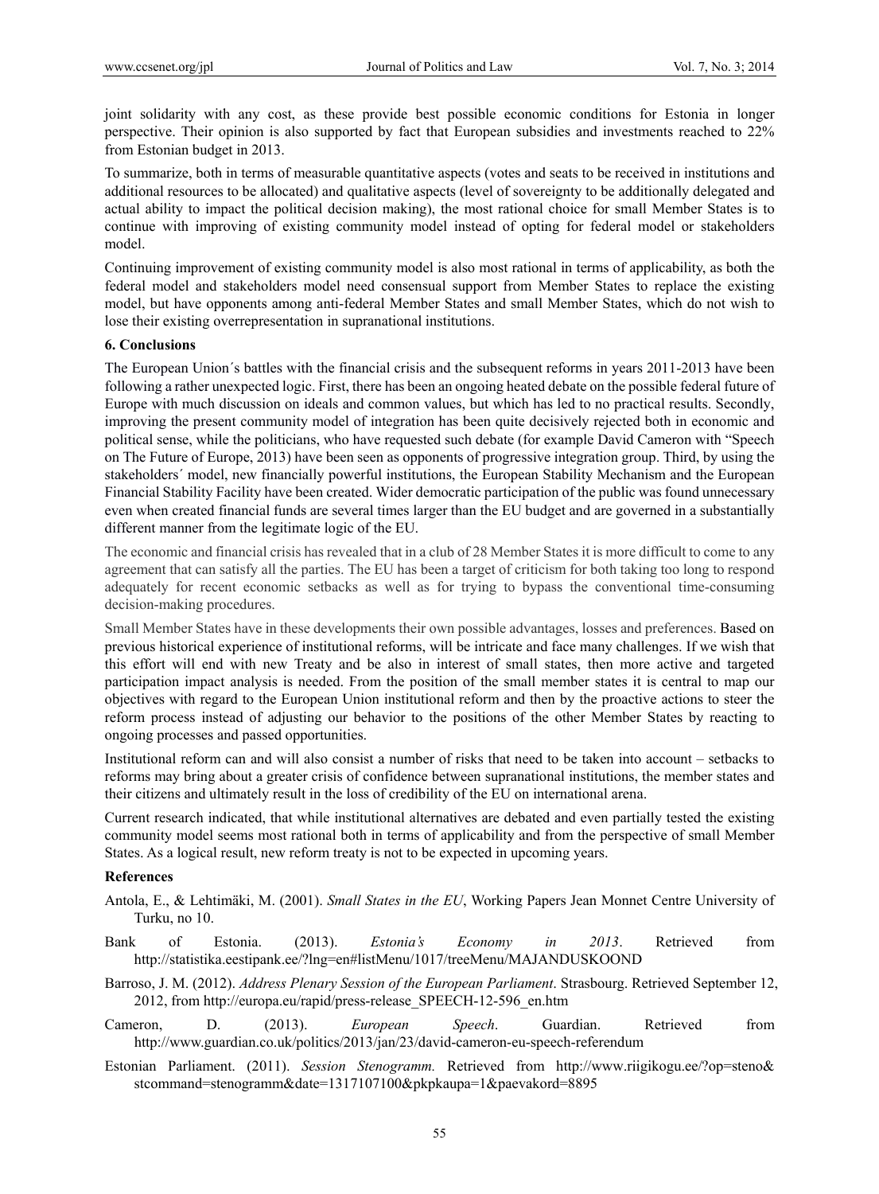joint solidarity with any cost, as these provide best possible economic conditions for Estonia in longer perspective. Their opinion is also supported by fact that European subsidies and investments reached to 22% from Estonian budget in 2013.

To summarize, both in terms of measurable quantitative aspects (votes and seats to be received in institutions and additional resources to be allocated) and qualitative aspects (level of sovereignty to be additionally delegated and actual ability to impact the political decision making), the most rational choice for small Member States is to continue with improving of existing community model instead of opting for federal model or stakeholders model.

Continuing improvement of existing community model is also most rational in terms of applicability, as both the federal model and stakeholders model need consensual support from Member States to replace the existing model, but have opponents among anti-federal Member States and small Member States, which do not wish to lose their existing overrepresentation in supranational institutions.

## 6. Conclusions

The European Union´s battles with the financial crisis and the subsequent reforms in years 2011-2013 have been following a rather unexpected logic. First, there has been an ongoing heated debate on the possible federal future of Europe with much discussion on ideals and common values, but which has led to no practical results. Secondly, improving the present community model of integration has been quite decisively rejected both in economic and political sense, while the politicians, who have requested such debate (for example David Cameron with "Speech on The Future of Europe, 2013) have been seen as opponents of progressive integration group. Third, by using the stakeholders´ model, new financially powerful institutions, the European Stability Mechanism and the European Financial Stability Facility have been created. Wider democratic participation of the public was found unnecessary even when created financial funds are several times larger than the EU budget and are governed in a substantially different manner from the legitimate logic of the EU.

The economic and financial crisis has revealed that in a club of 28 Member States it is more difficult to come to any agreement that can satisfy all the parties. The EU has been a target of criticism for both taking too long to respond adequately for recent economic setbacks as well as for trying to bypass the conventional time-consuming decision-making procedures.

Small Member States have in these developments their own possible advantages, losses and preferences. Based on previous historical experience of institutional reforms, will be intricate and face many challenges. If we wish that this effort will end with new Treaty and be also in interest of small states, then more active and targeted participation impact analysis is needed. From the position of the small member states it is central to map our objectives with regard to the European Union institutional reform and then by the proactive actions to steer the reform process instead of adjusting our behavior to the positions of the other Member States by reacting to ongoing processes and passed opportunities.

Institutional reform can and will also consist a number of risks that need to be taken into account – setbacks to reforms may bring about a greater crisis of confidence between supranational institutions, the member states and their citizens and ultimately result in the loss of credibility of the EU on international arena.

Current research indicated, that while institutional alternatives are debated and even partially tested the existing community model seems most rational both in terms of applicability and from the perspective of small Member States. As a logical result, new reform treaty is not to be expected in upcoming years.

## References

Antola, E., & Lehtimäki, M. (2001). *Small States in the EU*, Working Papers Jean Monnet Centre University of Turku, no 10.

Bank of Estonia. (2013). *Estonia's Economy in 2013*. Retrieved from http://statistika.eestipank.ee/?lng=en#listMenu/1017/treeMenu/MAJANDUSKOOND

Barroso, J. M. (2012). *Address Plenary Session of the European Parliament*. Strasbourg. Retrieved September 12, 2012, from http://europa.eu/rapid/press-release_SPEECH-12-596_en.htm

Cameron, D. (2013). *European Speech*. Guardian. Retrieved from http://www.guardian.co.uk/politics/2013/jan/23/david-cameron-eu-speech-referendum

Estonian Parliament. (2011). *Session Stenogramm.* Retrieved from http://www.riigikogu.ee/?op=steno&stcommand=stenogramm&date=1317107100&pkpkaupa=1&paevakord=8895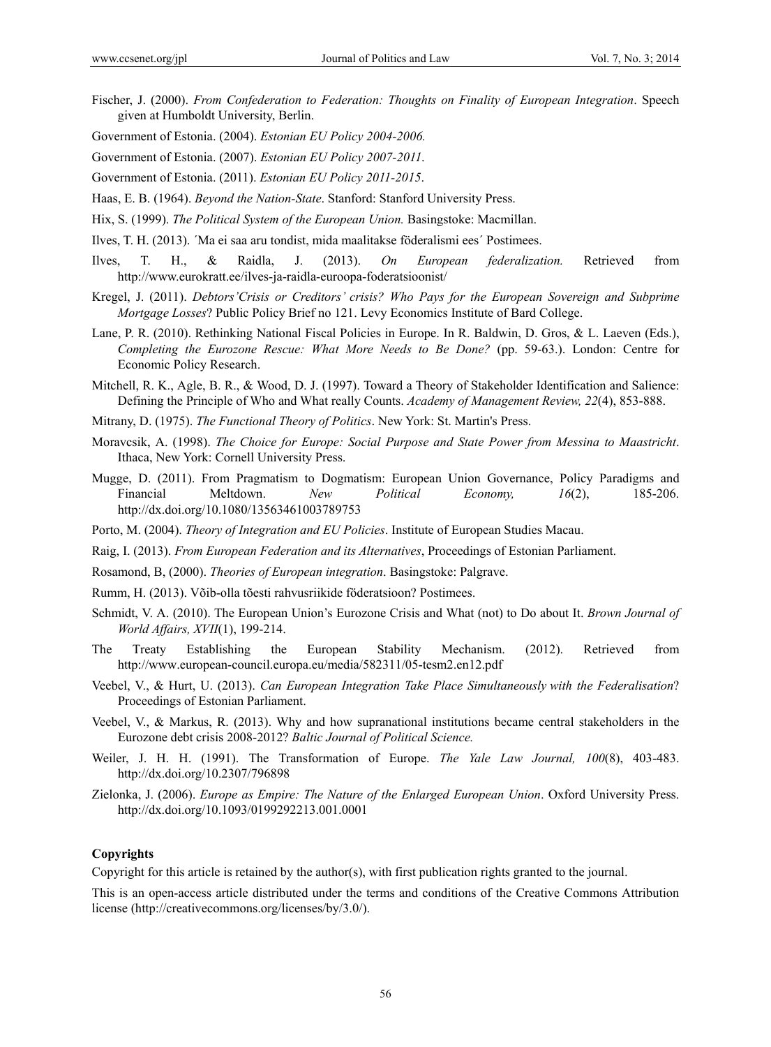Fischer, J. (2000). *From Confederation to Federation: Thoughts on Finality of European Integration*. Speech given at Humboldt University, Berlin.

Government of Estonia. (2004). *Estonian EU Policy 2004-2006.*

Government of Estonia. (2007). *Estonian EU Policy 2007-2011*.

Government of Estonia. (2011). *Estonian EU Policy 2011-2015*.

Haas, E. B. (1964). *Beyond the Nation-State*. Stanford: Stanford University Press.

Hix, S. (1999). *The Political System of the European Union.* Basingstoke: Macmillan.

Ilves, T. H. (2013). ´Ma ei saa aru tondist, mida maalitakse föderalismi ees´ Postimees.

Ilves, T. H., & Raidla, J. (2013). *On European federalization.* Retrieved from http://www.eurokratt.ee/ilves-ja-raidla-euroopa-foderatsioonist/

Kregel, J. (2011). *Debtors'Crisis or Creditors' crisis? Who Pays for the European Sovereign and Subprime Mortgage Losses*? Public Policy Brief no 121. Levy Economics Institute of Bard College.

Lane, P. R. (2010). Rethinking National Fiscal Policies in Europe. In R. Baldwin, D. Gros, & L. Laeven (Eds.), *Completing the Eurozone Rescue: What More Needs to Be Done?* (pp. 59-63.). London: Centre for Economic Policy Research.

Mitchell, R. K., Agle, B. R., & Wood, D. J. (1997). Toward a Theory of Stakeholder Identification and Salience: Defining the Principle of Who and What really Counts. *Academy of Management Review, 22*(4), 853-888.

Mitrany, D. (1975). *The Functional Theory of Politics*. New York: St. Martin's Press.

Moravcsik, A. (1998). *The Choice for Europe: Social Purpose and State Power from Messina to Maastricht*. Ithaca, New York: Cornell University Press.

Mugge, D. (2011). From Pragmatism to Dogmatism: European Union Governance, Policy Paradigms and Financial Meltdown. *New Political Economy, 16*(2), 185-206. http://dx.doi.org/10.1080/13563461003789753

Porto, M. (2004). *Theory of Integration and EU Policies*. Institute of European Studies Macau.

Raig, I. (2013). *From European Federation and its Alternatives*, Proceedings of Estonian Parliament.

Rosamond, B, (2000). *Theories of European integration*. Basingstoke: Palgrave.

Rumm, H. (2013). Võib-olla tõesti rahvusriikide föderatsioon? Postimees.

Schmidt, V. A. (2010). The European Union's Eurozone Crisis and What (not) to Do about It. *Brown Journal of World Affairs, XVII*(1), 199-214.

The Treaty Establishing the European Stability Mechanism. (2012). Retrieved from http://www.european-council.europa.eu/media/582311/05-tesm2.en12.pdf

Veebel, V., & Hurt, U. (2013). *Can European Integration Take Place Simultaneously with the Federalisation*? Proceedings of Estonian Parliament.

Veebel, V., & Markus, R. (2013). Why and how supranational institutions became central stakeholders in the Eurozone debt crisis 2008-2012? *Baltic Journal of Political Science.*

Weiler, J. H. H. (1991). The Transformation of Europe. *The Yale Law Journal, 100*(8), 403-483. http://dx.doi.org/10.2307/796898

Zielonka, J. (2006). *Europe as Empire: The Nature of the Enlarged European Union*. Oxford University Press. http://dx.doi.org/10.1093/0199292213.001.0001

**Copyrights**

Copyright for this article is retained by the author(s), with first publication rights granted to the journal.

This is an open-access article distributed under the terms and conditions of the Creative Commons Attribution license (http://creativecommons.org/licenses/by/3.0/).